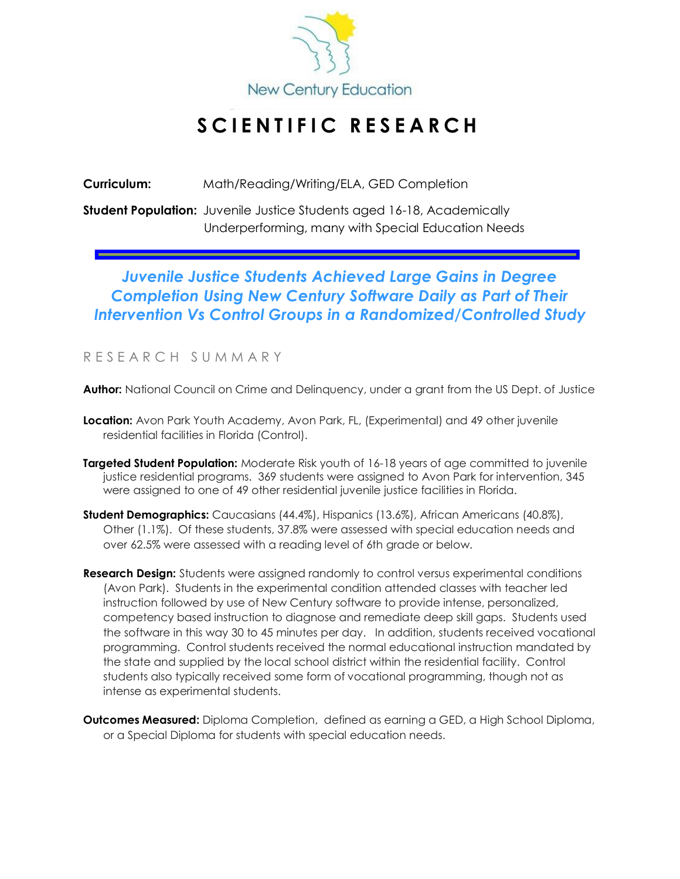New Century Education

# SCIENTIFIC RESEARCH

**Curriculum:** Math/Reading/Writing/ELA, GED Completion

**Student Population:** Juvenile Justice Students aged 16-18, Academically Underperforming, many with Special Education Needs

## *Juvenile Justice Students Achieved Large Gains in Degree Completion Using New Century Software Daily as Part of Their Intervention Vs Control Groups in a Randomized/Controlled Study*

### RESEARCH SUMMARY

**Author:** National Council on Crime and Delinquency, under a grant from the US Dept. of Justice

**Location:** Avon Park Youth Academy, Avon Park, FL, (Experimental) and 49 other juvenile residential facilities in Florida (Control).

**Targeted Student Population:** Moderate Risk youth of 16-18 years of age committed to juvenile justice residential programs. 369 students were assigned to Avon Park for intervention, 345 were assigned to one of 49 other residential juvenile justice facilities in Florida.

**Student Demographics:** Caucasians (44.4%), Hispanics (13.6%), African Americans (40.8%), Other (1.1%). Of these students, 37.8% were assessed with special education needs and over 62.5% were assessed with a reading level of 6th grade or below.

**Research Design:** Students were assigned randomly to control versus experimental conditions (Avon Park). Students in the experimental condition attended classes with teacher led instruction followed by use of New Century software to provide intense, personalized, competency based instruction to diagnose and remediate deep skill gaps. Students used the software in this way 30 to 45 minutes per day. In addition, students received vocational programming. Control students received the normal educational instruction mandated by the state and supplied by the local school district within the residential facility. Control students also typically received some form of vocational programming, though not as intense as experimental students.

**Outcomes Measured:** Diploma Completion, defined as earning a GED, a High School Diploma, or a Special Diploma for students with special education needs.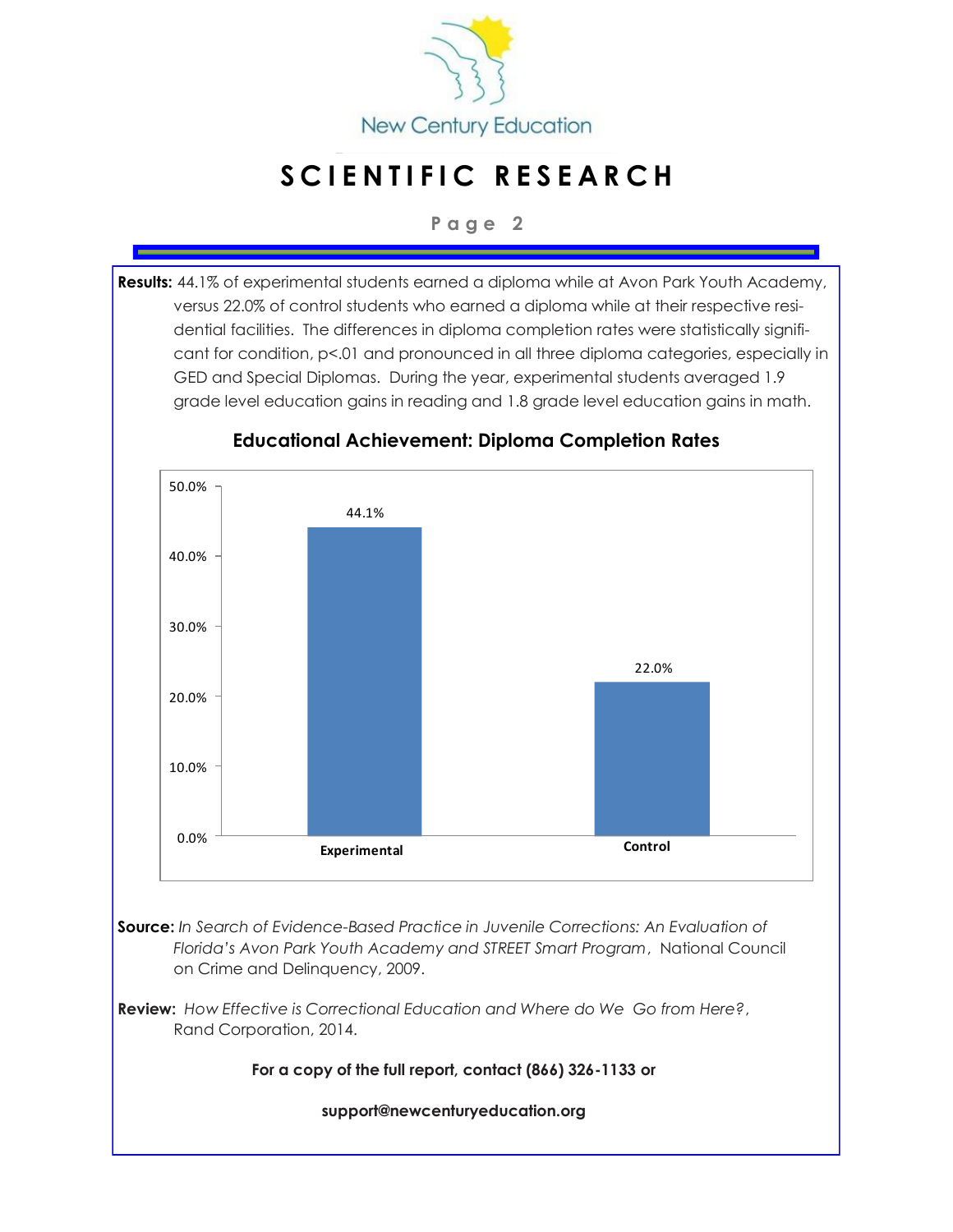# SCIENTIFIC RESEARCH

**Results:** 44.1% of experimental students earned a diploma while at Avon Park Youth Academy, versus 22.0% of control students who earned a diploma while at their respective residential facilities. The differences in diploma completion rates were statistically significant for condition, $p<.01$ and pronounced in all three diploma categories, especially in GED and Special Diplomas. During the year, experimental students averaged 1.9 grade level education gains in reading and 1.8 grade level education gains in math.

**Educational Achievement: Diploma Completion Rates**

50.0%
40.0%
30.0%
20.0%
10.0%
0.0%

44.1%
22.0%

Experimental
Control

**Source:** *In Search of Evidence-Based Practice in Juvenile Corrections: An Evaluation of Florida's Avon Park Youth Academy and STREET Smart Program*, National Council on Crime and Delinquency, 2009.

**Review:** *How Effective is Correctional Education and Where do We Go from Here?*, Rand Corporation, 2014.

**For a copy of the full report, contact (866) 326-1133 or**

**support@newcenturyeducation.org**